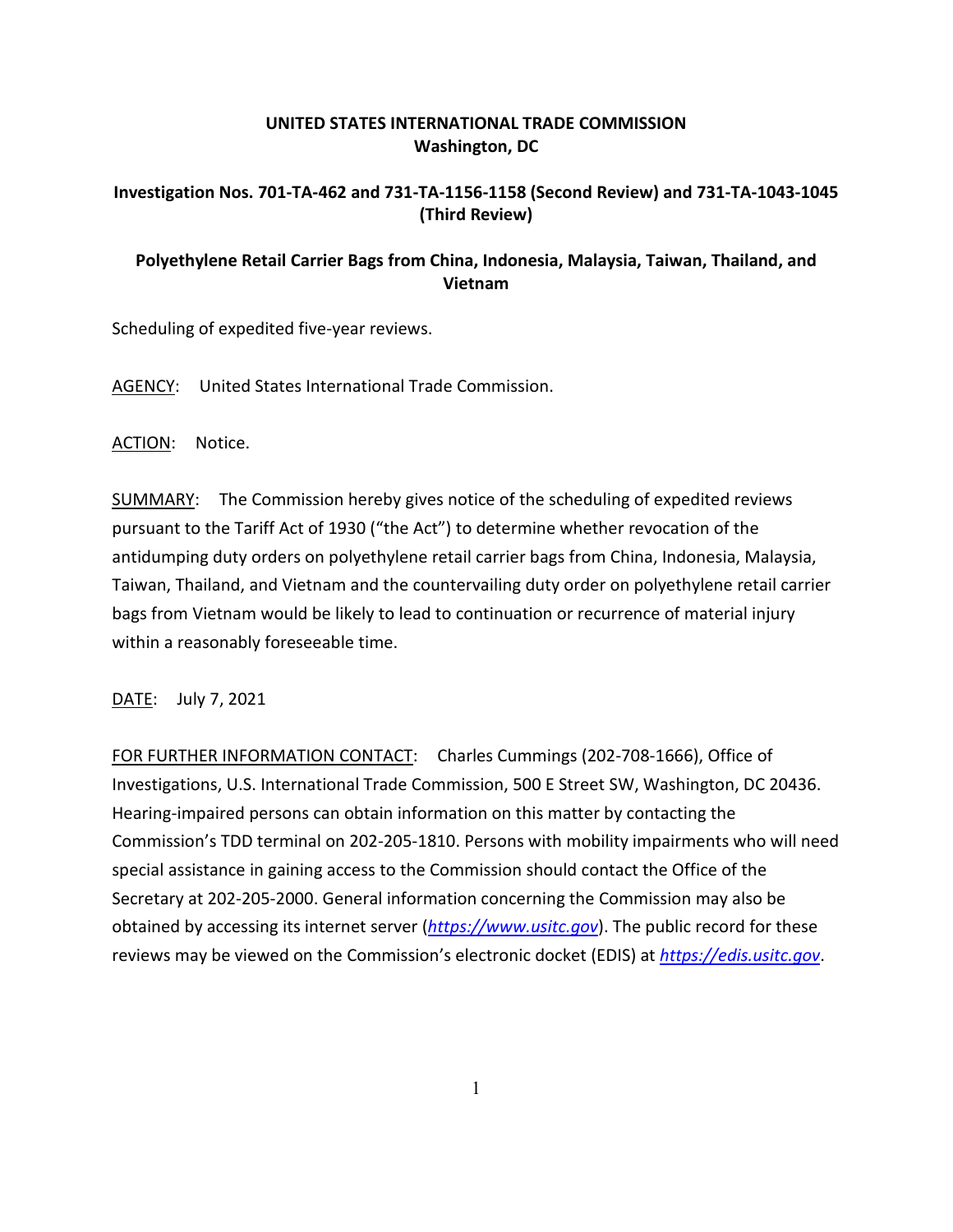**UNITED STATES INTERNATIONAL TRADE COMMISSION**
**Washington, DC**

**Investigation Nos. 701-TA-462 and 731-TA-1156-1158 (Second Review) and 731-TA-1043-1045 (Third Review)**

**Polyethylene Retail Carrier Bags from China, Indonesia, Malaysia, Taiwan, Thailand, and Vietnam**

Scheduling of expedited five-year reviews.

AGENCY: United States International Trade Commission.

ACTION: Notice.

SUMMARY: The Commission hereby gives notice of the scheduling of expedited reviews pursuant to the Tariff Act of 1930 ("the Act") to determine whether revocation of the antidumping duty orders on polyethylene retail carrier bags from China, Indonesia, Malaysia, Taiwan, Thailand, and Vietnam and the countervailing duty order on polyethylene retail carrier bags from Vietnam would be likely to lead to continuation or recurrence of material injury within a reasonably foreseeable time.

DATE: July 7, 2021

FOR FURTHER INFORMATION CONTACT: Charles Cummings (202-708-1666), Office of Investigations, U.S. International Trade Commission, 500 E Street SW, Washington, DC 20436. Hearing-impaired persons can obtain information on this matter by contacting the Commission's TDD terminal on 202-205-1810. Persons with mobility impairments who will need special assistance in gaining access to the Commission should contact the Office of the Secretary at 202-205-2000. General information concerning the Commission may also be obtained by accessing its internet server (*https://www.usitc.gov*). The public record for these reviews may be viewed on the Commission's electronic docket (EDIS) at *https://edis.usitc.gov*.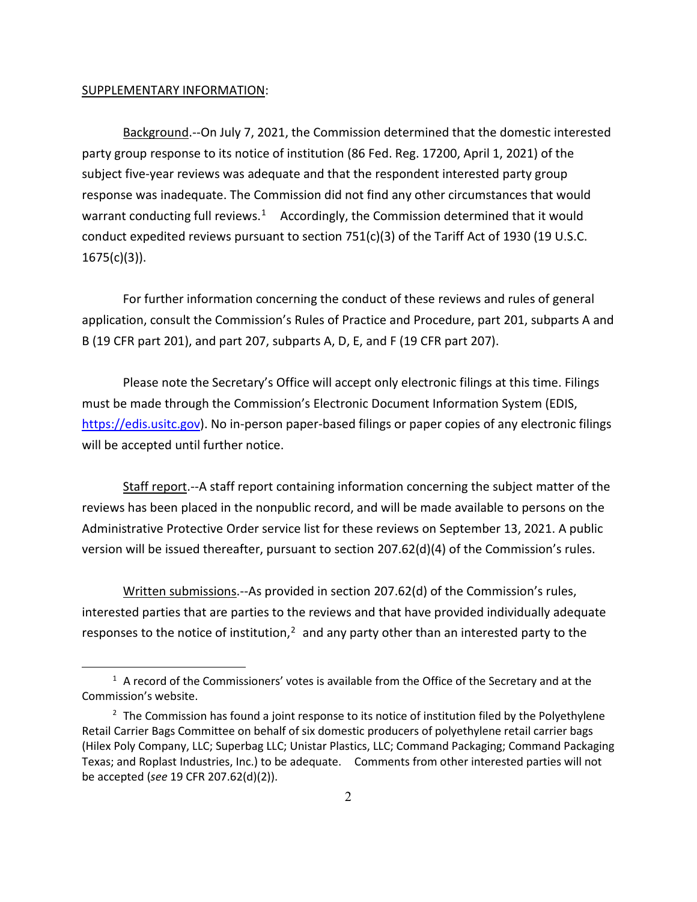SUPPLEMENTARY INFORMATION:

Background.--On July 7, 2021, the Commission determined that the domestic interested party group response to its notice of institution (86 Fed. Reg. 17200, April 1, 2021) of the subject five-year reviews was adequate and that the respondent interested party group response was inadequate. The Commission did not find any other circumstances that would warrant conducting full reviews.[1] Accordingly, the Commission determined that it would conduct expedited reviews pursuant to section 751(c)(3) of the Tariff Act of 1930 (19 U.S.C. 1675(c)(3)).

For further information concerning the conduct of these reviews and rules of general application, consult the Commission's Rules of Practice and Procedure, part 201, subparts A and B (19 CFR part 201), and part 207, subparts A, D, E, and F (19 CFR part 207).

Please note the Secretary's Office will accept only electronic filings at this time. Filings must be made through the Commission's Electronic Document Information System (EDIS, https://edis.usitc.gov). No in-person paper-based filings or paper copies of any electronic filings will be accepted until further notice.

Staff report.--A staff report containing information concerning the subject matter of the reviews has been placed in the nonpublic record, and will be made available to persons on the Administrative Protective Order service list for these reviews on September 13, 2021. A public version will be issued thereafter, pursuant to section 207.62(d)(4) of the Commission's rules.

Written submissions.--As provided in section 207.62(d) of the Commission's rules, interested parties that are parties to the reviews and that have provided individually adequate responses to the notice of institution,[2] and any party other than an interested party to the

---

[1] A record of the Commissioners' votes is available from the Office of the Secretary and at the Commission's website.

[2] The Commission has found a joint response to its notice of institution filed by the Polyethylene Retail Carrier Bags Committee on behalf of six domestic producers of polyethylene retail carrier bags (Hilex Poly Company, LLC; Superbag LLC; Unistar Plastics, LLC; Command Packaging; Command Packaging Texas; and Roplast Industries, Inc.) to be adequate. Comments from other interested parties will not be accepted (*see* 19 CFR 207.62(d)(2)).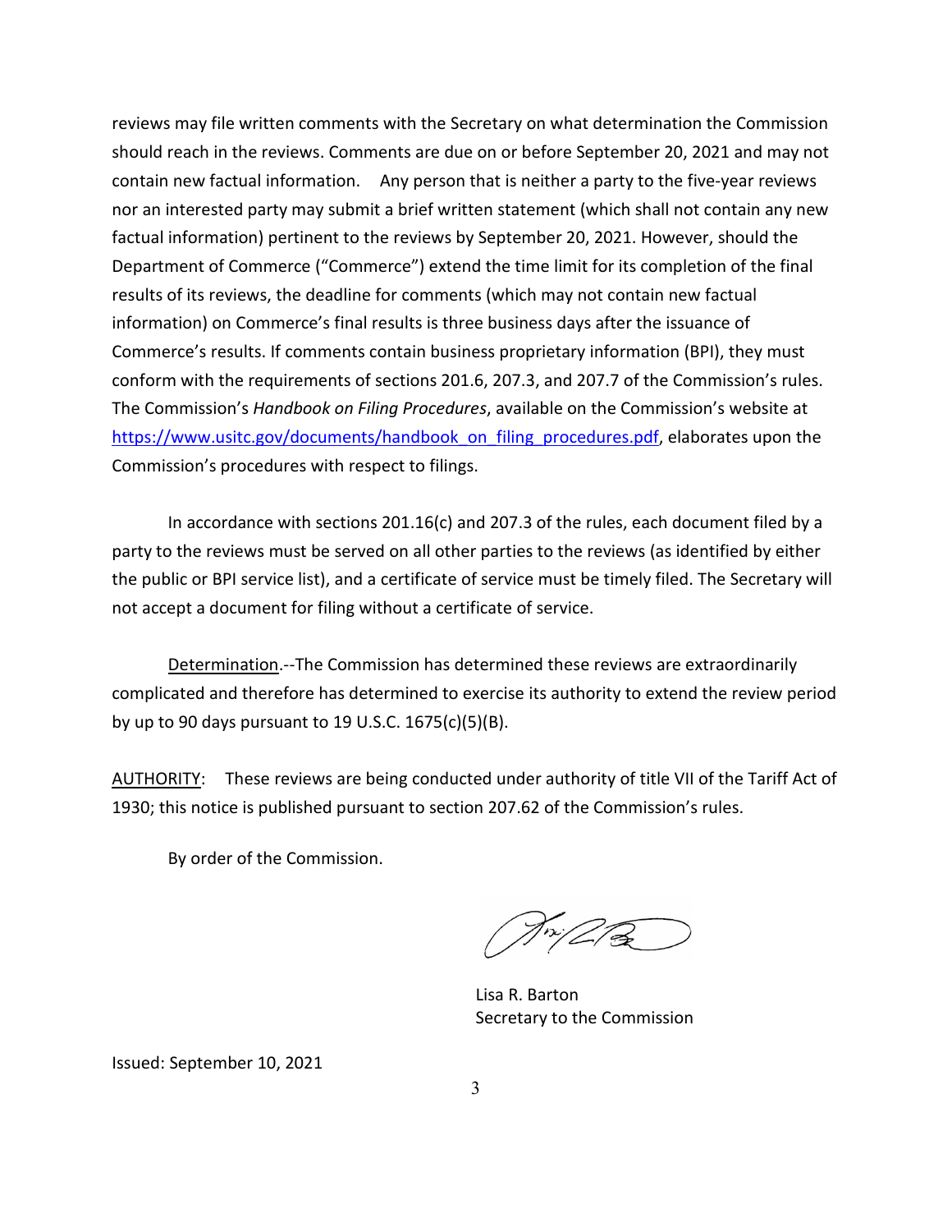reviews may file written comments with the Secretary on what determination the Commission should reach in the reviews. Comments are due on or before September 20, 2021 and may not contain new factual information. Any person that is neither a party to the five-year reviews nor an interested party may submit a brief written statement (which shall not contain any new factual information) pertinent to the reviews by September 20, 2021. However, should the Department of Commerce ("Commerce") extend the time limit for its completion of the final results of its reviews, the deadline for comments (which may not contain new factual information) on Commerce's final results is three business days after the issuance of Commerce's results. If comments contain business proprietary information (BPI), they must conform with the requirements of sections 201.6, 207.3, and 207.7 of the Commission's rules. The Commission's *Handbook on Filing Procedures*, available on the Commission's website at https://www.usitc.gov/documents/handbook_on_filing_procedures.pdf, elaborates upon the Commission's procedures with respect to filings.

In accordance with sections 201.16(c) and 207.3 of the rules, each document filed by a party to the reviews must be served on all other parties to the reviews (as identified by either the public or BPI service list), and a certificate of service must be timely filed. The Secretary will not accept a document for filing without a certificate of service.

Determination.--The Commission has determined these reviews are extraordinarily complicated and therefore has determined to exercise its authority to extend the review period by up to 90 days pursuant to 19 U.S.C. 1675(c)(5)(B).

AUTHORITY: These reviews are being conducted under authority of title VII of the Tariff Act of 1930; this notice is published pursuant to section 207.62 of the Commission's rules.

By order of the Commission.

Lisa R. Barton
Secretary to the Commission

Issued: September 10, 2021